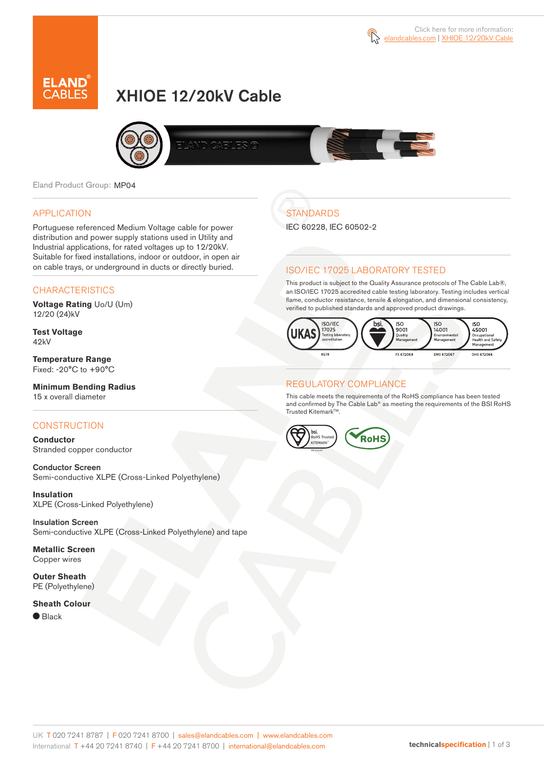Click here for more information: elandcables.com | XHIOE 12/20kV Cable

# XHIOE 12/20kV Cable

Eland Product Group: MP04

## APPLICATION

Portuguese referenced Medium Voltage cable for power distribution and power supply stations used in Utility and Industrial applications, for rated voltages up to 12/20kV. Suitable for fixed installations, indoor or outdoor, in open air on cable trays, or underground in ducts or directly buried.

## CHARACTERISTICS

**Voltage Rating** Uo/U (Um)
12/20 (24)kV

**Test Voltage**
42kV

**Temperature Range**
Fixed: -20°C to +90°C

**Minimum Bending Radius**
15 x overall diameter

## CONSTRUCTION

**Conductor**
Stranded copper conductor

**Conductor Screen**
Semi-conductive XLPE (Cross-Linked Polyethylene)

**Insulation**
XLPE (Cross-Linked Polyethylene)

**Insulation Screen**
Semi-conductive XLPE (Cross-Linked Polyethylene) and tape

**Metallic Screen**
Copper wires

**Outer Sheath**
PE (Polyethylene)

**Sheath Colour**
● Black

## STANDARDS

IEC 60228, IEC 60502-2

## ISO/IEC 17025 LABORATORY TESTED

This product is subject to the Quality Assurance protocols of The Cable Lab®, an ISO/IEC 17025 accredited cable testing laboratory. Testing includes vertical flame, conductor resistance, tensile & elongation, and dimensional consistency, verified to published standards and approved product drawings.

UKAS ISO/IEC 17025 Testing laboratory accreditation 8578 | bsi. ISO 9001 Quality Management FS 672069 | ISO 14001 Environmental Management EMS 672067 | ISO 45001 Occupational Health and Safety Management OHS 672066

## REGULATORY COMPLIANCE

This cable meets the requirements of the RoHS compliance has been tested and confirmed by The Cable Lab® as meeting the requirements of the BSI RoHS Trusted Kitemark™.

bsi. RoHS Trusted Kitemark™ | RoHS

UK T 020 7241 8787 | F 020 7241 8700 | sales@elandcables.com | www.elandcables.com
International T +44 20 7241 8740 | F +44 20 7241 8700 | international@elandcables.com

technicalspecification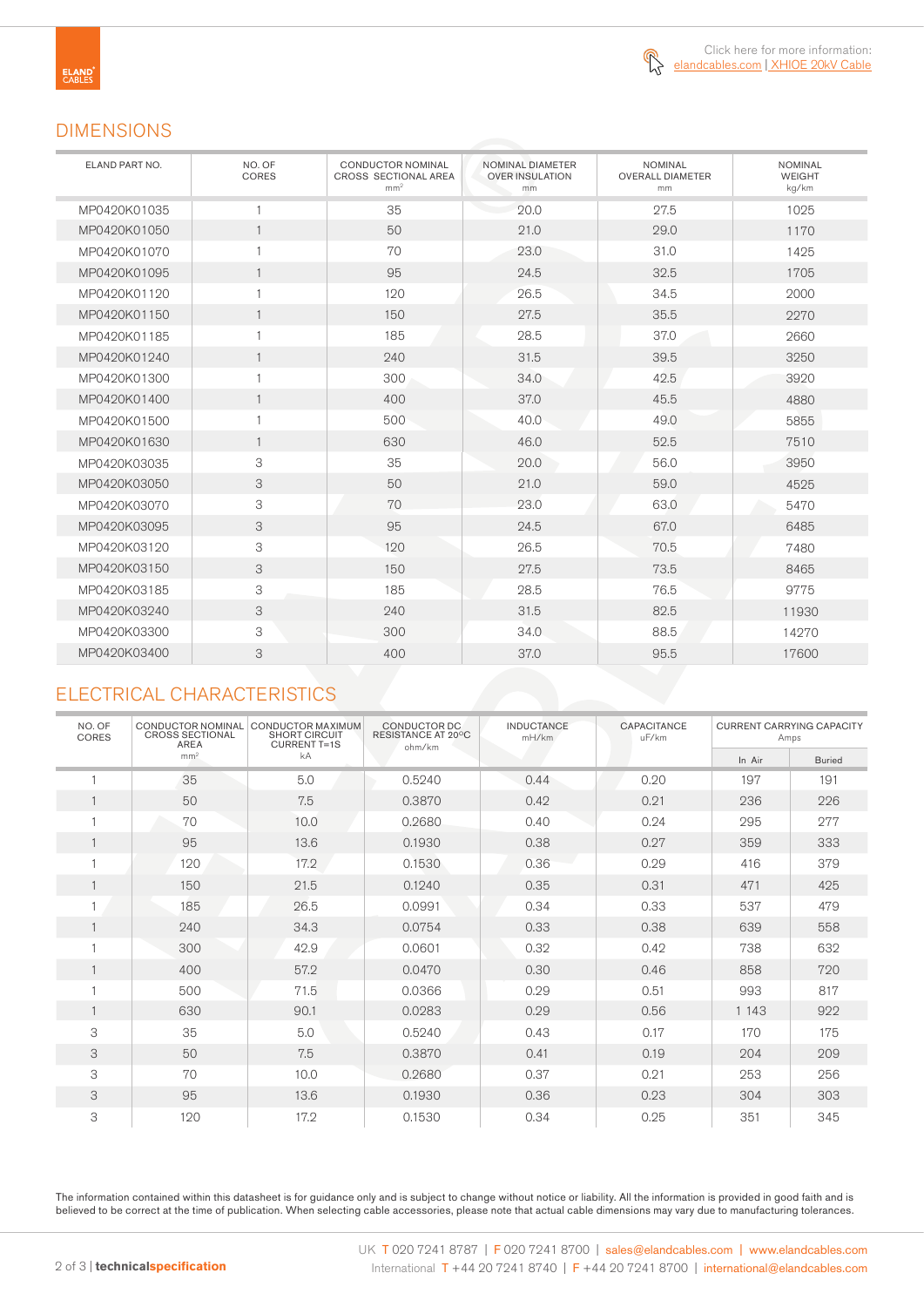Click here for more information: elandcables.com | XHIOE 20kV Cable

## DIMENSIONS

| ELAND PART NO. | NO. OF CORES | CONDUCTOR NOMINAL CROSS SECTIONAL AREA $mm^2$ | NOMINAL DIAMETER OVER INSULATION mm | NOMINAL OVERALL DIAMETER mm | NOMINAL WEIGHT kg/km |
|---|---|---|---|---|---|
| MP0420K01035 | 1 | 35 | 20.0 | 27.5 | 1025 |
| MP0420K01050 | 1 | 50 | 21.0 | 29.0 | 1170 |
| MP0420K01070 | 1 | 70 | 23.0 | 31.0 | 1425 |
| MP0420K01095 | 1 | 95 | 24.5 | 32.5 | 1705 |
| MP0420K01120 | 1 | 120 | 26.5 | 34.5 | 2000 |
| MP0420K01150 | 1 | 150 | 27.5 | 35.5 | 2270 |
| MP0420K01185 | 1 | 185 | 28.5 | 37.0 | 2660 |
| MP0420K01240 | 1 | 240 | 31.5 | 39.5 | 3250 |
| MP0420K01300 | 1 | 300 | 34.0 | 42.5 | 3920 |
| MP0420K01400 | 1 | 400 | 37.0 | 45.5 | 4880 |
| MP0420K01500 | 1 | 500 | 40.0 | 49.0 | 5855 |
| MP0420K01630 | 1 | 630 | 46.0 | 52.5 | 7510 |
| MP0420K03035 | 3 | 35 | 20.0 | 56.0 | 3950 |
| MP0420K03050 | 3 | 50 | 21.0 | 59.0 | 4525 |
| MP0420K03070 | 3 | 70 | 23.0 | 63.0 | 5470 |
| MP0420K03095 | 3 | 95 | 24.5 | 67.0 | 6485 |
| MP0420K03120 | 3 | 120 | 26.5 | 70.5 | 7480 |
| MP0420K03150 | 3 | 150 | 27.5 | 73.5 | 8465 |
| MP0420K03185 | 3 | 185 | 28.5 | 76.5 | 9775 |
| MP0420K03240 | 3 | 240 | 31.5 | 82.5 | 11930 |
| MP0420K03300 | 3 | 300 | 34.0 | 88.5 | 14270 |
| MP0420K03400 | 3 | 400 | 37.0 | 95.5 | 17600 |

## ELECTRICAL CHARACTERISTICS

| NO. OF CORES | CONDUCTOR NOMINAL CROSS SECTIONAL AREA $mm^2$ | CONDUCTOR MAXIMUM SHORT CIRCUIT CURRENT T=1S kA | CONDUCTOR DC RESISTANCE AT 20°C ohm/km | INDUCTANCE mH/km | CAPACITANCE uF/km | CURRENT CARRYING CAPACITY Amps | |
|---|---|---|---|---|---|---|---|
| | | | | | | In Air | Buried |
| 1 | 35 | 5.0 | 0.5240 | 0.44 | 0.20 | 197 | 191 |
| 1 | 50 | 7.5 | 0.3870 | 0.42 | 0.21 | 236 | 226 |
| 1 | 70 | 10.0 | 0.2680 | 0.40 | 0.24 | 295 | 277 |
| 1 | 95 | 13.6 | 0.1930 | 0.38 | 0.27 | 359 | 333 |
| 1 | 120 | 17.2 | 0.1530 | 0.36 | 0.29 | 416 | 379 |
| 1 | 150 | 21.5 | 0.1240 | 0.35 | 0.31 | 471 | 425 |
| 1 | 185 | 26.5 | 0.0991 | 0.34 | 0.33 | 537 | 479 |
| 1 | 240 | 34.3 | 0.0754 | 0.33 | 0.38 | 639 | 558 |
| 1 | 300 | 42.9 | 0.0601 | 0.32 | 0.42 | 738 | 632 |
| 1 | 400 | 57.2 | 0.0470 | 0.30 | 0.46 | 858 | 720 |
| 1 | 500 | 71.5 | 0.0366 | 0.29 | 0.51 | 993 | 817 |
| 1 | 630 | 90.1 | 0.0283 | 0.29 | 0.56 | 1 143 | 922 |
| 3 | 35 | 5.0 | 0.5240 | 0.43 | 0.17 | 170 | 175 |
| 3 | 50 | 7.5 | 0.3870 | 0.41 | 0.19 | 204 | 209 |
| 3 | 70 | 10.0 | 0.2680 | 0.37 | 0.21 | 253 | 256 |
| 3 | 95 | 13.6 | 0.1930 | 0.36 | 0.23 | 304 | 303 |
| 3 | 120 | 17.2 | 0.1530 | 0.34 | 0.25 | 351 | 345 |

The information contained within this datasheet is for guidance only and is subject to change without notice or liability. All the information is provided in good faith and is believed to be correct at the time of publication. When selecting cable accessories, please note that actual cable dimensions may vary due to manufacturing tolerances.

UK T 020 7241 8787 | F 020 7241 8700 | sales@elandcables.com | www.elandcables.com
International T +44 20 7241 8740 | F +44 20 7241 8700 | international@elandcables.com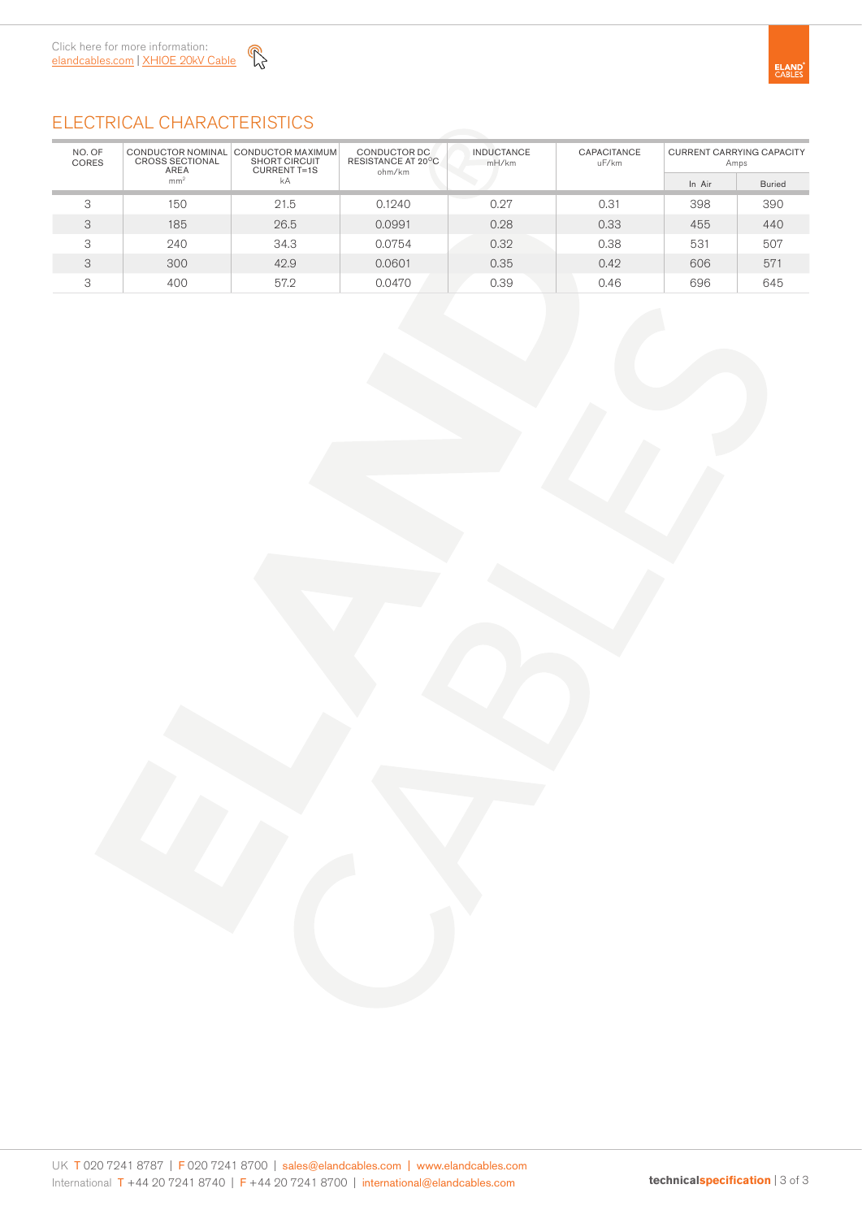Click here for more information:
elandcables.com | XHIOE 20kV Cable

## ELECTRICAL CHARACTERISTICS

| NO. OF CORES | CONDUCTOR NOMINAL CROSS SECTIONAL AREA mm² | CONDUCTOR MAXIMUM SHORT CIRCUIT CURRENT T=1S kA | CONDUCTOR DC RESISTANCE AT 20°C ohm/km | INDUCTANCE mH/km | CAPACITANCE uF/km | CURRENT CARRYING CAPACITY Amps | |
|---|---|---|---|---|---|---|---|
| | | | | | | In Air | Buried |
| 3 | 150 | 21.5 | 0.1240 | 0.27 | 0.31 | 398 | 390 |
| 3 | 185 | 26.5 | 0.0991 | 0.28 | 0.33 | 455 | 440 |
| 3 | 240 | 34.3 | 0.0754 | 0.32 | 0.38 | 531 | 507 |
| 3 | 300 | 42.9 | 0.0601 | 0.35 | 0.42 | 606 | 571 |
| 3 | 400 | 57.2 | 0.0470 | 0.39 | 0.46 | 696 | 645 |